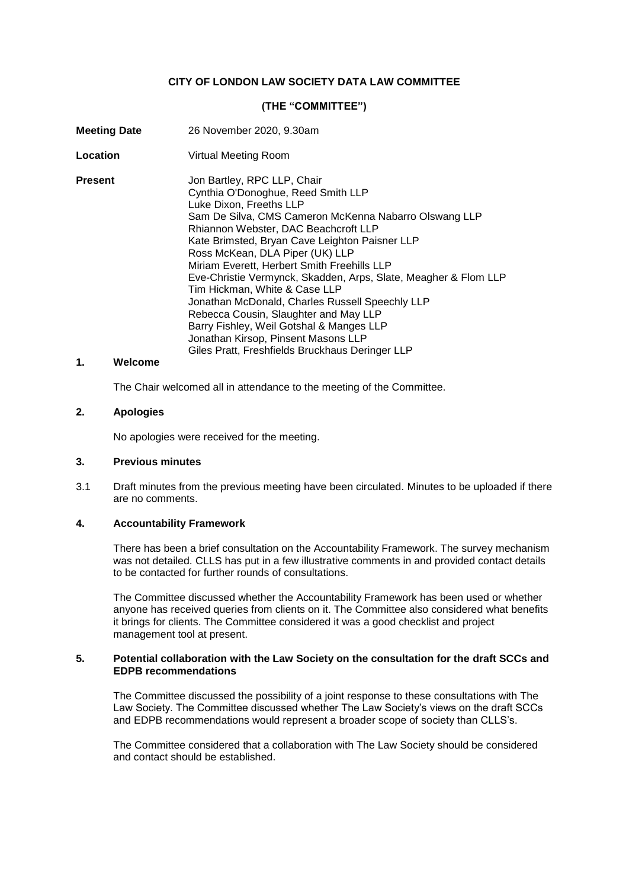**CITY OF LONDON LAW SOCIETY DATA LAW COMMITTEE**

**(THE "COMMITTEE")**

**Meeting Date** 26 November 2020, 9.30am

**Location** Virtual Meeting Room

**Present**
Jon Bartley, RPC LLP, Chair
Cynthia O'Donoghue, Reed Smith LLP
Luke Dixon, Freeths LLP
Sam De Silva, CMS Cameron McKenna Nabarro Olswang LLP
Rhiannon Webster, DAC Beachcroft LLP
Kate Brimsted, Bryan Cave Leighton Paisner LLP
Ross McKean, DLA Piper (UK) LLP
Miriam Everett, Herbert Smith Freehills LLP
Eve-Christie Vermynck, Skadden, Arps, Slate, Meagher & Flom LLP
Tim Hickman, White & Case LLP
Jonathan McDonald, Charles Russell Speechly LLP
Rebecca Cousin, Slaughter and May LLP
Barry Fishley, Weil Gotshal & Manges LLP
Jonathan Kirsop, Pinsent Masons LLP
Giles Pratt, Freshfields Bruckhaus Deringer LLP

## 1. Welcome

The Chair welcomed all in attendance to the meeting of the Committee.

## 2. Apologies

No apologies were received for the meeting.

## 3. Previous minutes

3.1 Draft minutes from the previous meeting have been circulated. Minutes to be uploaded if there are no comments.

## 4. Accountability Framework

There has been a brief consultation on the Accountability Framework. The survey mechanism was not detailed. CLLS has put in a few illustrative comments in and provided contact details to be contacted for further rounds of consultations.

The Committee discussed whether the Accountability Framework has been used or whether anyone has received queries from clients on it. The Committee also considered what benefits it brings for clients. The Committee considered it was a good checklist and project management tool at present.

## 5. Potential collaboration with the Law Society on the consultation for the draft SCCs and EDPB recommendations

The Committee discussed the possibility of a joint response to these consultations with The Law Society. The Committee discussed whether The Law Society's views on the draft SCCs and EDPB recommendations would represent a broader scope of society than CLLS's.

The Committee considered that a collaboration with The Law Society should be considered and contact should be established.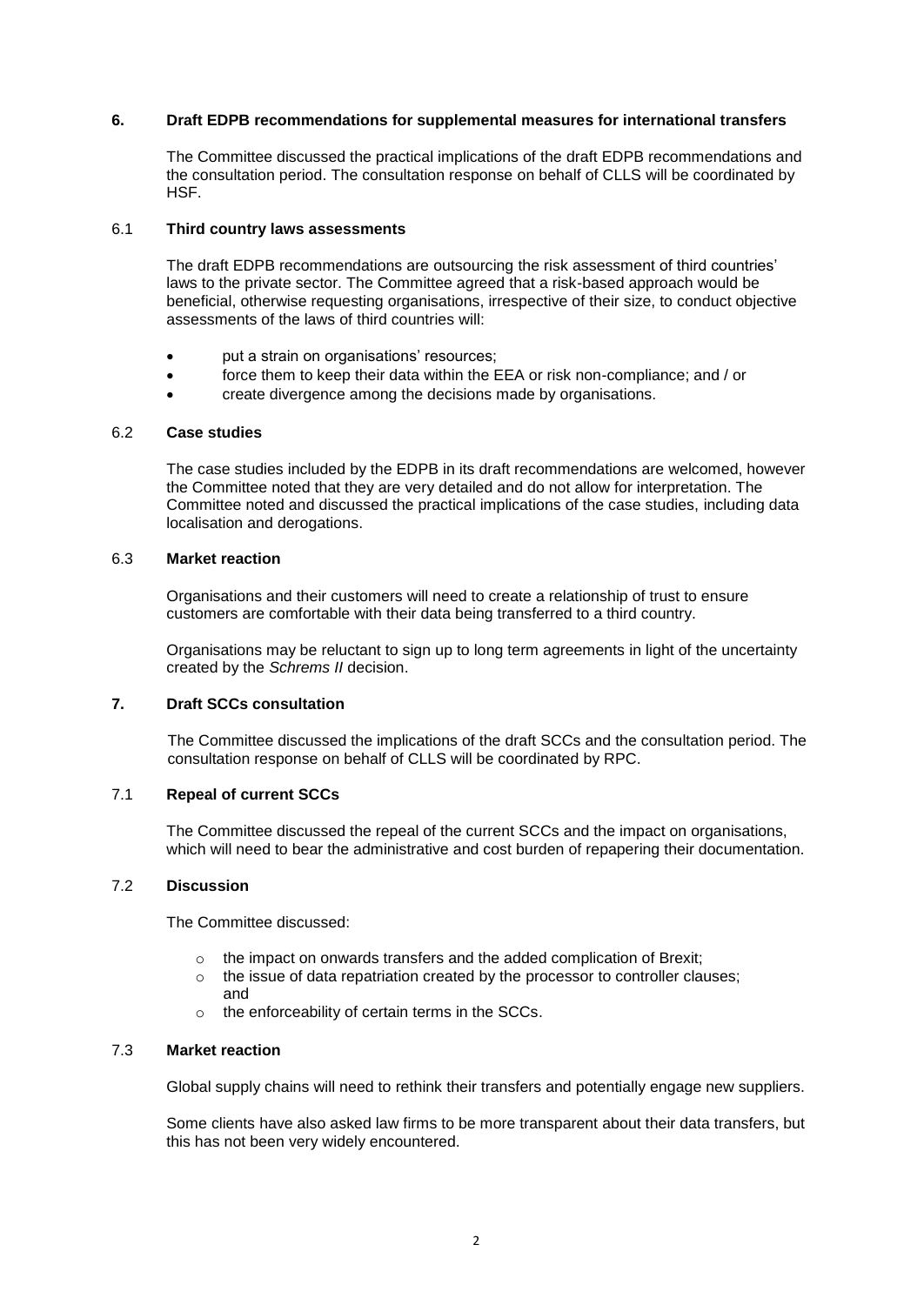## 6. Draft EDPB recommendations for supplemental measures for international transfers

The Committee discussed the practical implications of the draft EDPB recommendations and the consultation period. The consultation response on behalf of CLLS will be coordinated by HSF.

### 6.1 Third country laws assessments

The draft EDPB recommendations are outsourcing the risk assessment of third countries' laws to the private sector. The Committee agreed that a risk-based approach would be beneficial, otherwise requesting organisations, irrespective of their size, to conduct objective assessments of the laws of third countries will:

- put a strain on organisations' resources;
- force them to keep their data within the EEA or risk non-compliance; and / or
- create divergence among the decisions made by organisations.

### 6.2 Case studies

The case studies included by the EDPB in its draft recommendations are welcomed, however the Committee noted that they are very detailed and do not allow for interpretation. The Committee noted and discussed the practical implications of the case studies, including data localisation and derogations.

### 6.3 Market reaction

Organisations and their customers will need to create a relationship of trust to ensure customers are comfortable with their data being transferred to a third country.

Organisations may be reluctant to sign up to long term agreements in light of the uncertainty created by the *Schrems II* decision.

## 7. Draft SCCs consultation

The Committee discussed the implications of the draft SCCs and the consultation period. The consultation response on behalf of CLLS will be coordinated by RPC.

### 7.1 Repeal of current SCCs

The Committee discussed the repeal of the current SCCs and the impact on organisations, which will need to bear the administrative and cost burden of repapering their documentation.

### 7.2 Discussion

The Committee discussed:

- the impact on onwards transfers and the added complication of Brexit;
- the issue of data repatriation created by the processor to controller clauses; and
- the enforceability of certain terms in the SCCs.

### 7.3 Market reaction

Global supply chains will need to rethink their transfers and potentially engage new suppliers.

Some clients have also asked law firms to be more transparent about their data transfers, but this has not been very widely encountered.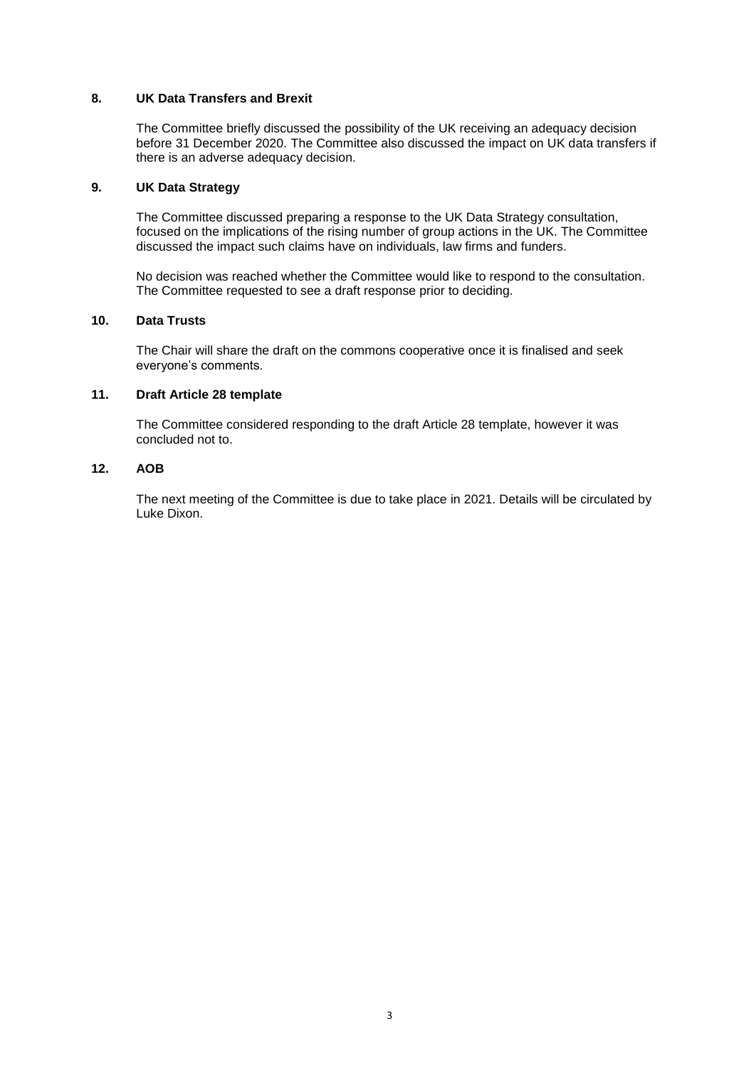## 8. UK Data Transfers and Brexit

The Committee briefly discussed the possibility of the UK receiving an adequacy decision before 31 December 2020. The Committee also discussed the impact on UK data transfers if there is an adverse adequacy decision.

## 9. UK Data Strategy

The Committee discussed preparing a response to the UK Data Strategy consultation, focused on the implications of the rising number of group actions in the UK. The Committee discussed the impact such claims have on individuals, law firms and funders.

No decision was reached whether the Committee would like to respond to the consultation. The Committee requested to see a draft response prior to deciding.

## 10. Data Trusts

The Chair will share the draft on the commons cooperative once it is finalised and seek everyone's comments.

## 11. Draft Article 28 template

The Committee considered responding to the draft Article 28 template, however it was concluded not to.

## 12. AOB

The next meeting of the Committee is due to take place in 2021. Details will be circulated by Luke Dixon.